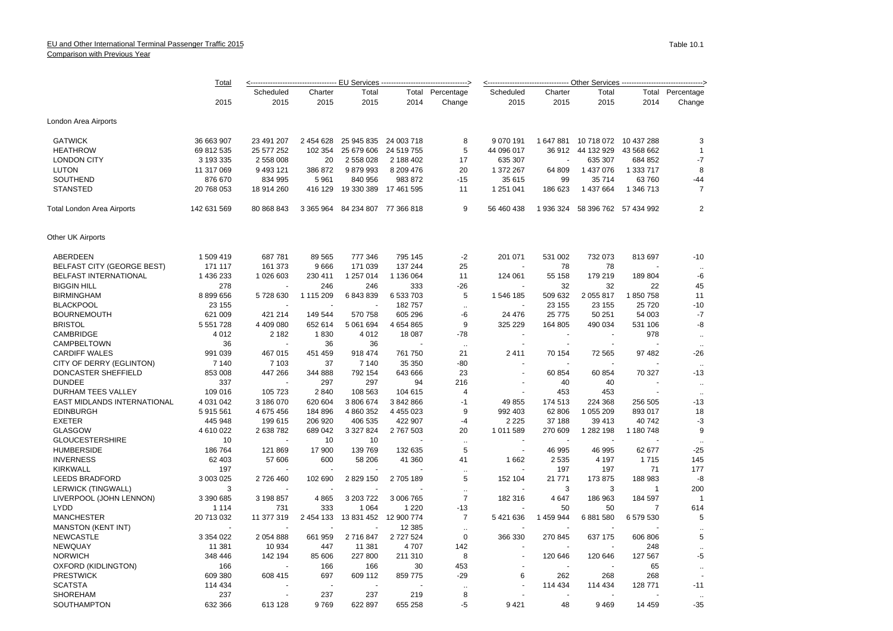EU and Other International Terminal Passenger Traffic 2015

Comparison with Previous Year

Table 10.1

| | Total | EU Services | | | | | Other Services | | | | |
|---|---|---|---|---|---|---|---|---|---|---|---|
| | | Scheduled | Charter | Total | Total | Percentage | Scheduled | Charter | Total | Total | Percentage |
| | 2015 | 2015 | 2015 | 2015 | 2014 | Change | 2015 | 2015 | 2015 | 2014 | Change |
| **London Area Airports** | | | | | | | | | | | |
| GATWICK | 36 663 907 | 23 491 207 | 2 454 628 | 25 945 835 | 24 003 718 | 8 | 9 070 191 | 1 647 881 | 10 718 072 | 10 437 288 | 3 |
| HEATHROW | 69 812 535 | 25 577 252 | 102 354 | 25 679 606 | 24 519 755 | 5 | 44 096 017 | 36 912 | 44 132 929 | 43 568 662 | 1 |
| LONDON CITY | 3 193 335 | 2 558 008 | 20 | 2 558 028 | 2 188 402 | 17 | 635 307 | - | 635 307 | 684 852 | -7 |
| LUTON | 11 317 069 | 9 493 121 | 386 872 | 9 879 993 | 8 209 476 | 20 | 1 372 267 | 64 809 | 1 437 076 | 1 333 717 | 8 |
| SOUTHEND | 876 670 | 834 995 | 5 961 | 840 956 | 983 872 | -15 | 35 615 | 99 | 35 714 | 63 760 | -44 |
| STANSTED | 20 768 053 | 18 914 260 | 416 129 | 19 330 389 | 17 461 595 | 11 | 1 251 041 | 186 623 | 1 437 664 | 1 346 713 | 7 |
| Total London Area Airports | 142 631 569 | 80 868 843 | 3 365 964 | 84 234 807 | 77 366 818 | 9 | 56 460 438 | 1 936 324 | 58 396 762 | 57 434 992 | 2 |
| **Other UK Airports** | | | | | | | | | | | |
| ABERDEEN | 1 509 419 | 687 781 | 89 565 | 777 346 | 795 145 | -2 | 201 071 | 531 002 | 732 073 | 813 697 | -10 |
| BELFAST CITY (GEORGE BEST) | 171 117 | 161 373 | 9 666 | 171 039 | 137 244 | 25 | - | 78 | 78 | - | .. |
| BELFAST INTERNATIONAL | 1 436 233 | 1 026 603 | 230 411 | 1 257 014 | 1 136 064 | 11 | 124 061 | 55 158 | 179 219 | 189 804 | -6 |
| BIGGIN HILL | 278 | - | 246 | 246 | 333 | -26 | - | 32 | 32 | 22 | 45 |
| BIRMINGHAM | 8 899 656 | 5 728 630 | 1 115 209 | 6 843 839 | 6 533 703 | 5 | 1 546 185 | 509 632 | 2 055 817 | 1 850 758 | 11 |
| BLACKPOOL | 23 155 | - | - | - | 182 757 | .. | - | 23 155 | 23 155 | 25 720 | -10 |
| BOURNEMOUTH | 621 009 | 421 214 | 149 544 | 570 758 | 605 296 | -6 | 24 476 | 25 775 | 50 251 | 54 003 | -7 |
| BRISTOL | 5 551 728 | 4 409 080 | 652 614 | 5 061 694 | 4 654 865 | 9 | 325 229 | 164 805 | 490 034 | 531 106 | -8 |
| CAMBRIDGE | 4 012 | 2 182 | 1 830 | 4 012 | 18 087 | -78 | - | - | - | 978 | .. |
| CAMPBELTOWN | 36 | - | 36 | 36 | - | .. | - | - | - | - | .. |
| CARDIFF WALES | 991 039 | 467 015 | 451 459 | 918 474 | 761 750 | 21 | 2 411 | 70 154 | 72 565 | 97 482 | -26 |
| CITY OF DERRY (EGLINTON) | 7 140 | 7 103 | 37 | 7 140 | 35 350 | -80 | - | - | - | - | .. |
| DONCASTER SHEFFIELD | 853 008 | 447 266 | 344 888 | 792 154 | 643 666 | 23 | - | 60 854 | 60 854 | 70 327 | -13 |
| DUNDEE | 337 | - | 297 | 297 | 94 | 216 | - | 40 | 40 | - | .. |
| DURHAM TEES VALLEY | 109 016 | 105 723 | 2 840 | 108 563 | 104 615 | 4 | - | 453 | 453 | - | .. |
| EAST MIDLANDS INTERNATIONAL | 4 031 042 | 3 186 070 | 620 604 | 3 806 674 | 3 842 866 | -1 | 49 855 | 174 513 | 224 368 | 256 505 | -13 |
| EDINBURGH | 5 915 561 | 4 675 456 | 184 896 | 4 860 352 | 4 455 023 | 9 | 992 403 | 62 806 | 1 055 209 | 893 017 | 18 |
| EXETER | 445 948 | 199 615 | 206 920 | 406 535 | 422 907 | -4 | 2 225 | 37 188 | 39 413 | 40 742 | -3 |
| GLASGOW | 4 610 022 | 2 638 782 | 689 042 | 3 327 824 | 2 767 503 | 20 | 1 011 589 | 270 609 | 1 282 198 | 1 180 748 | 9 |
| GLOUCESTERSHIRE | 10 | - | 10 | 10 | - | .. | - | - | - | - | .. |
| HUMBERSIDE | 186 764 | 121 869 | 17 900 | 139 769 | 132 635 | 5 | - | 46 995 | 46 995 | 62 677 | -25 |
| INVERNESS | 62 403 | 57 606 | 600 | 58 206 | 41 360 | 41 | 1 662 | 2 535 | 4 197 | 1 715 | 145 |
| KIRKWALL | 197 | - | - | - | - | .. | - | 197 | 197 | 71 | 177 |
| LEEDS BRADFORD | 3 003 025 | 2 726 460 | 102 690 | 2 829 150 | 2 705 189 | 5 | 152 104 | 21 771 | 173 875 | 188 983 | -8 |
| LERWICK (TINGWALL) | 3 | - | - | - | - | .. | - | 3 | 3 | 1 | 200 |
| LIVERPOOL (JOHN LENNON) | 3 390 685 | 3 198 857 | 4 865 | 3 203 722 | 3 006 765 | 7 | 182 316 | 4 647 | 186 963 | 184 597 | 1 |
| LYDD | 1 114 | 731 | 333 | 1 064 | 1 220 | -13 | - | 50 | 50 | 7 | 614 |
| MANCHESTER | 20 713 032 | 11 377 319 | 2 454 133 | 13 831 452 | 12 900 774 | 7 | 5 421 636 | 1 459 944 | 6 881 580 | 6 579 530 | 5 |
| MANSTON (KENT INT) | - | - | - | - | 12 385 | .. | - | - | - | - | .. |
| NEWCASTLE | 3 354 022 | 2 054 888 | 661 959 | 2 716 847 | 2 727 524 | 0 | 366 330 | 270 845 | 637 175 | 606 806 | 5 |
| NEWQUAY | 11 381 | 10 934 | 447 | 11 381 | 4 707 | 142 | - | - | - | 248 | .. |
| NORWICH | 348 446 | 142 194 | 85 606 | 227 800 | 211 310 | 8 | - | 120 646 | 120 646 | 127 567 | -5 |
| OXFORD (KIDLINGTON) | 166 | - | 166 | 166 | 30 | 453 | - | - | - | 65 | .. |
| PRESTWICK | 609 380 | 608 415 | 697 | 609 112 | 859 775 | -29 | 6 | 262 | 268 | 268 | - |
| SCATSTA | 114 434 | - | - | - | - | .. | - | 114 434 | 114 434 | 128 771 | -11 |
| SHOREHAM | 237 | - | 237 | 237 | 219 | 8 | - | - | - | - | .. |
| SOUTHAMPTON | 632 366 | 613 128 | 9 769 | 622 897 | 655 258 | -5 | 9 421 | 48 | 9 469 | 14 459 | -35 |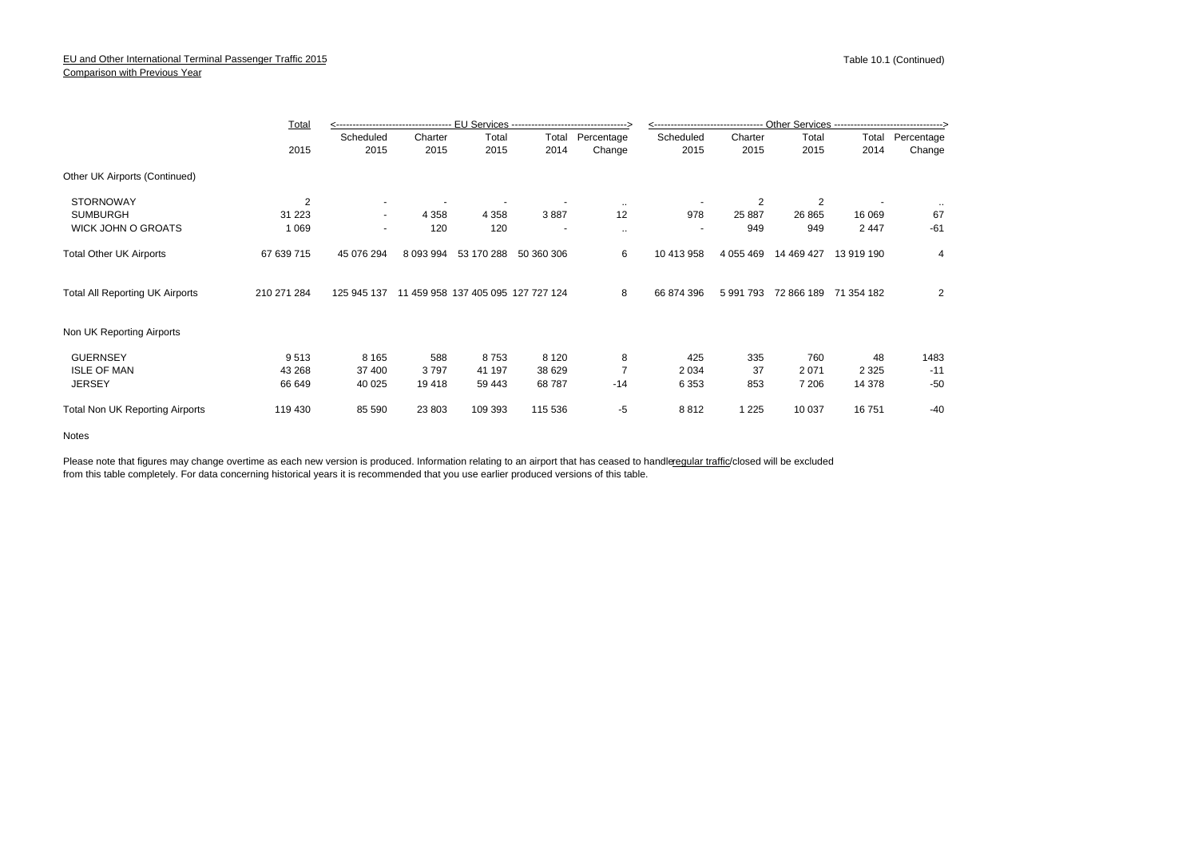EU and Other International Terminal Passenger Traffic 2015

Comparison with Previous Year

Table 10.1 (Continued)

| | Total | EU Services | | | | | Other Services | | | | |
|---|---|---|---|---|---|---|---|---|---|---|---|
| | 2015 | Scheduled 2015 | Charter 2015 | Total 2015 | Total 2014 | Percentage Change | Scheduled 2015 | Charter 2015 | Total 2015 | Total 2014 | Percentage Change |
| Other UK Airports (Continued) | | | | | | | | | | | |
| STORNOWAY | 2 | - | - | - | - | .. | - | 2 | 2 | - | .. |
| SUMBURGH | 31 223 | - | 4 358 | 4 358 | 3 887 | 12 | 978 | 25 887 | 26 865 | 16 069 | 67 |
| WICK JOHN O GROATS | 1 069 | - | 120 | 120 | - | .. | - | 949 | 949 | 2 447 | -61 |
| Total Other UK Airports | 67 639 715 | 45 076 294 | 8 093 994 | 53 170 288 | 50 360 306 | 6 | 10 413 958 | 4 055 469 | 14 469 427 | 13 919 190 | 4 |
| Total All Reporting UK Airports | 210 271 284 | 125 945 137 | 11 459 958 | 137 405 095 | 127 727 124 | 8 | 66 874 396 | 5 991 793 | 72 866 189 | 71 354 182 | 2 |
| Non UK Reporting Airports | | | | | | | | | | | |
| GUERNSEY | 9 513 | 8 165 | 588 | 8 753 | 8 120 | 8 | 425 | 335 | 760 | 48 | 1483 |
| ISLE OF MAN | 43 268 | 37 400 | 3 797 | 41 197 | 38 629 | 7 | 2 034 | 37 | 2 071 | 2 325 | -11 |
| JERSEY | 66 649 | 40 025 | 19 418 | 59 443 | 68 787 | -14 | 6 353 | 853 | 7 206 | 14 378 | -50 |
| Total Non UK Reporting Airports | 119 430 | 85 590 | 23 803 | 109 393 | 115 536 | -5 | 8 812 | 1 225 | 10 037 | 16 751 | -40 |

Notes

Please note that figures may change overtime as each new version is produced. Information relating to an airport that has ceased to handle regular traffic/closed will be excluded from this table completely. For data concerning historical years it is recommended that you use earlier produced versions of this table.